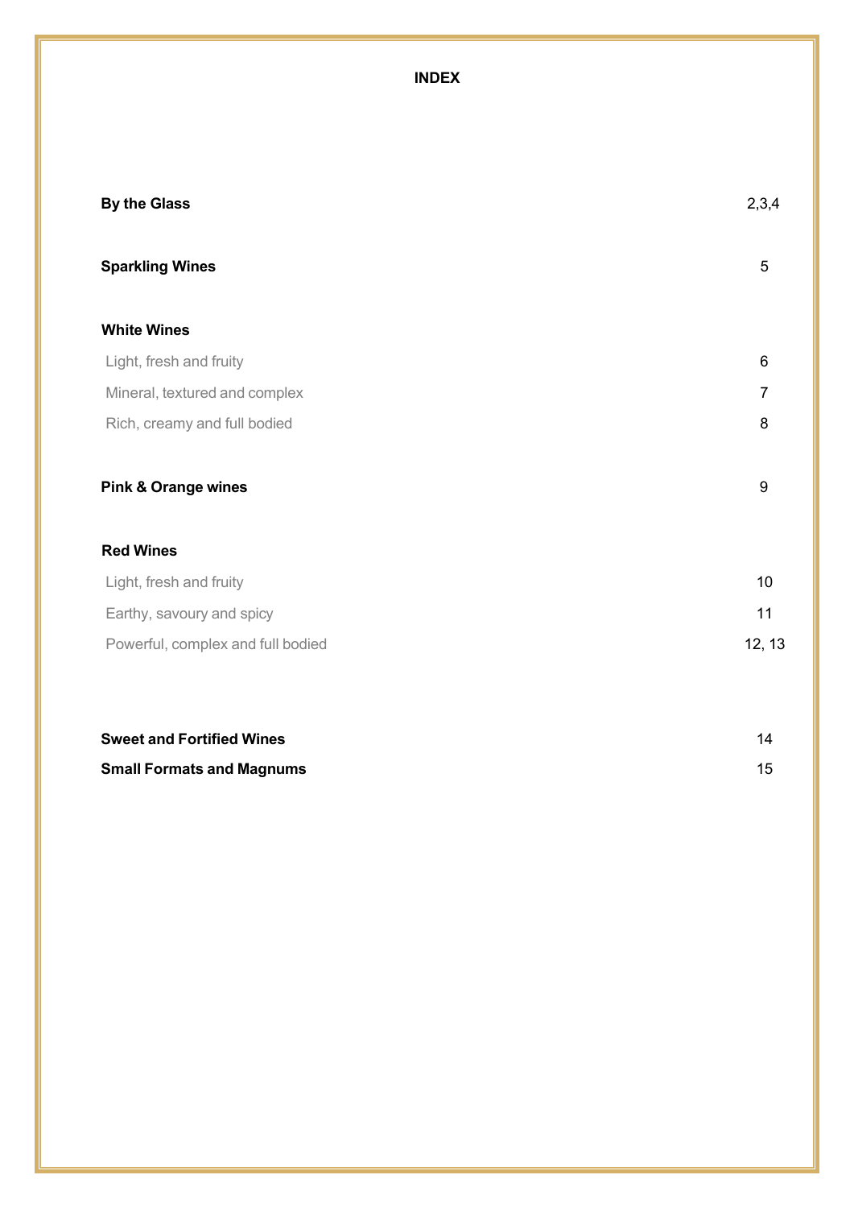# INDEX

| | |
|---|---|
| **By the Glass** | 2,3,4 |
| **Sparkling Wines** | 5 |
| **White Wines** | |
| Light, fresh and fruity | 6 |
| Mineral, textured and complex | 7 |
| Rich, creamy and full bodied | 8 |
| **Pink & Orange wines** | 9 |
| **Red Wines** | |
| Light, fresh and fruity | 10 |
| Earthy, savoury and spicy | 11 |
| Powerful, complex and full bodied | 12, 13 |
| **Sweet and Fortified Wines** | 14 |
| **Small Formats and Magnums** | 15 |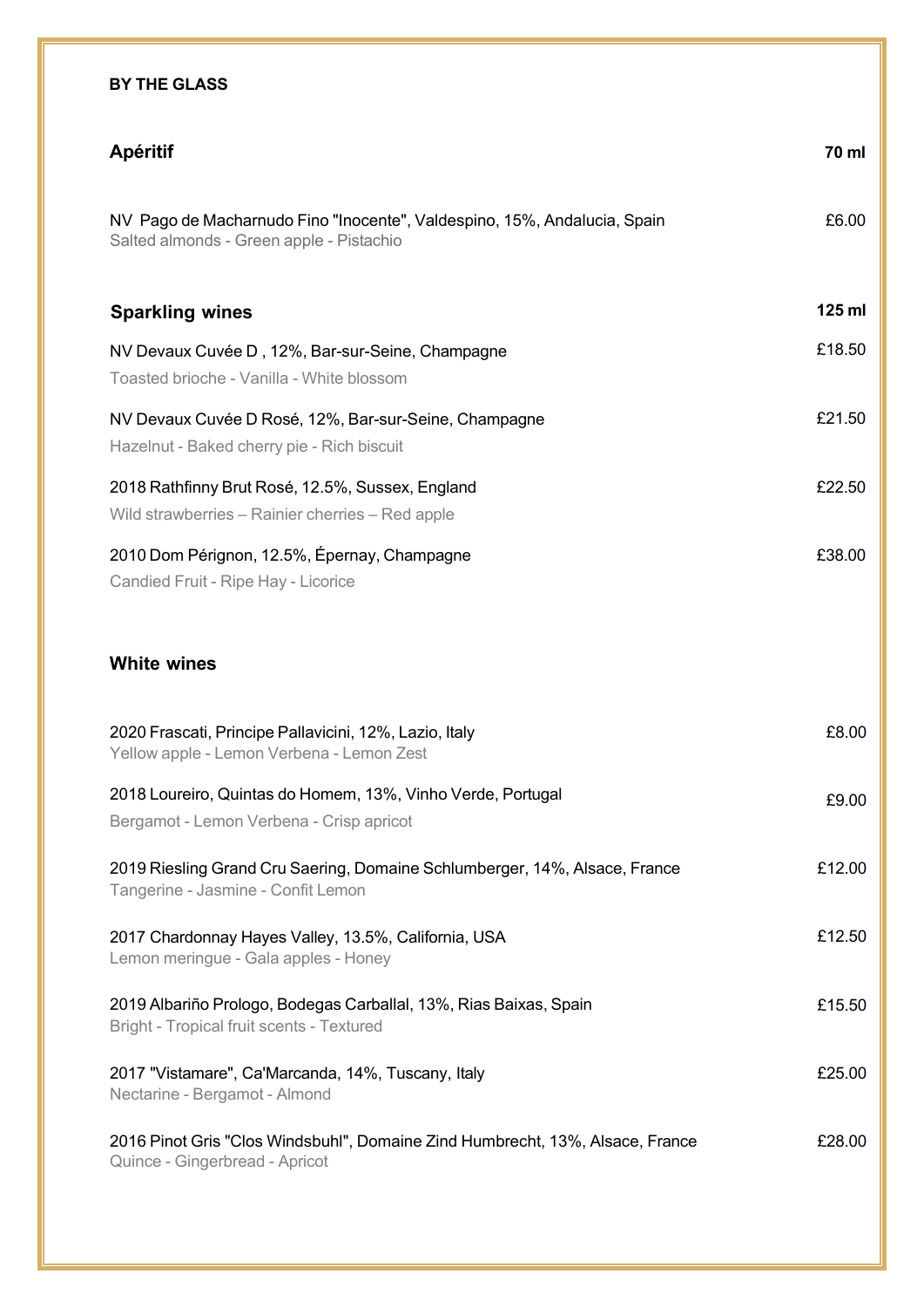**BY THE GLASS**

## Apéritif

**70 ml**

NV Pago de Macharnudo Fino "Inocente", Valdespino, 15%, Andalucia, Spain — £6.00
Salted almonds - Green apple - Pistachio

## Sparkling wines

**125 ml**

NV Devaux Cuvée D , 12%, Bar-sur-Seine, Champagne — £18.50
Toasted brioche - Vanilla - White blossom

NV Devaux Cuvée D Rosé, 12%, Bar-sur-Seine, Champagne — £21.50
Hazelnut - Baked cherry pie - Rich biscuit

2018 Rathfinny Brut Rosé, 12.5%, Sussex, England — £22.50
Wild strawberries – Rainier cherries – Red apple

2010 Dom Pérignon, 12.5%, Épernay, Champagne — £38.00
Candied Fruit - Ripe Hay - Licorice

## White wines

2020 Frascati, Principe Pallavicini, 12%, Lazio, Italy — £8.00
Yellow apple - Lemon Verbena - Lemon Zest

2018 Loureiro, Quintas do Homem, 13%, Vinho Verde, Portugal — £9.00
Bergamot - Lemon Verbena - Crisp apricot

2019 Riesling Grand Cru Saering, Domaine Schlumberger, 14%, Alsace, France — £12.00
Tangerine - Jasmine - Confit Lemon

2017 Chardonnay Hayes Valley, 13.5%, California, USA — £12.50
Lemon meringue - Gala apples - Honey

2019 Albariño Prologo, Bodegas Carballal, 13%, Rias Baixas, Spain — £15.50
Bright - Tropical fruit scents - Textured

2017 "Vistamare", Ca'Marcanda, 14%, Tuscany, Italy — £25.00
Nectarine - Bergamot - Almond

2016 Pinot Gris "Clos Windsbuhl", Domaine Zind Humbrecht, 13%, Alsace, France — £28.00
Quince - Gingerbread - Apricot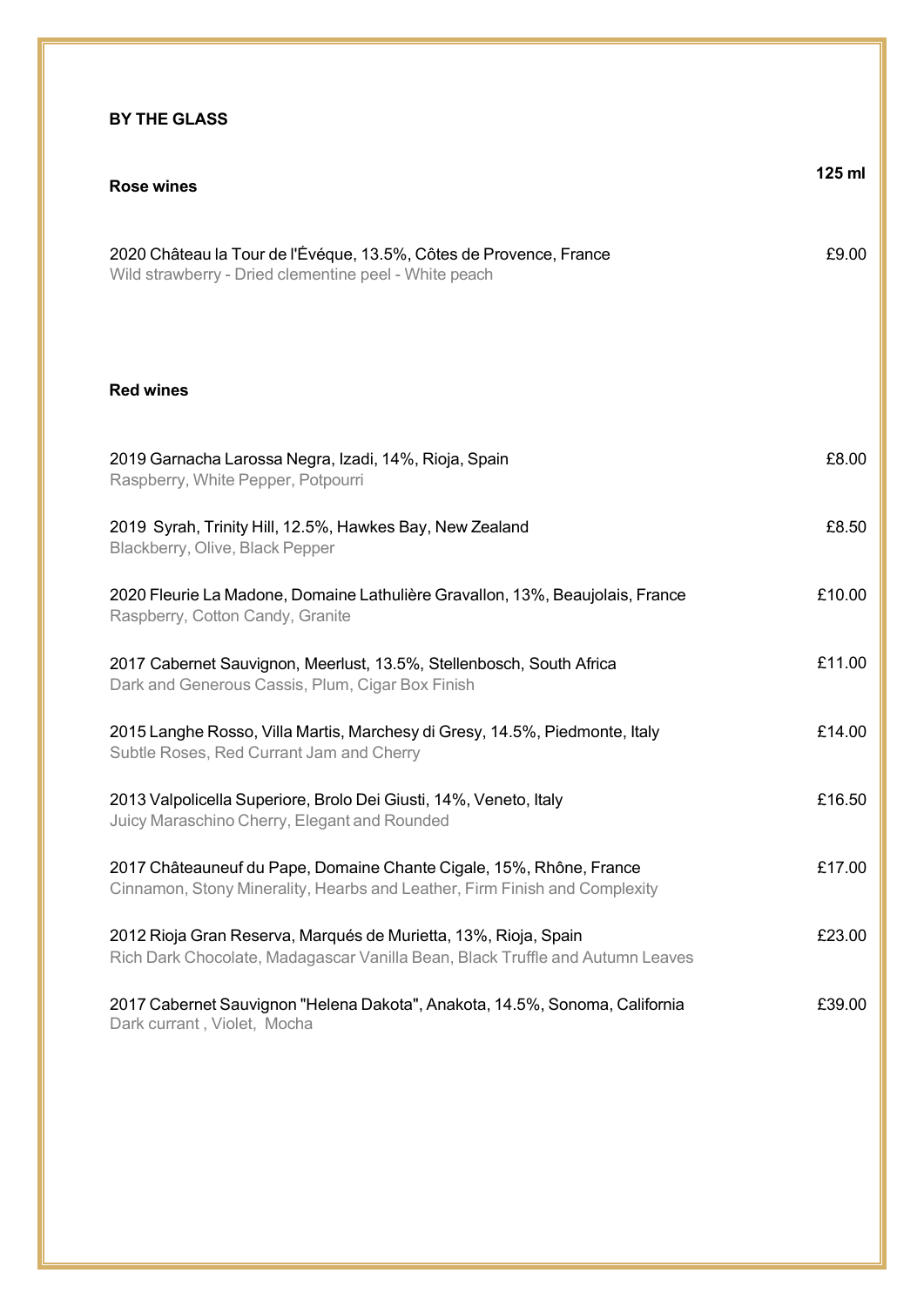## BY THE GLASS

### Rose wines

**125 ml**

2020 Château la Tour de l'Évéque, 13.5%, Côtes de Provence, France — £9.00
Wild strawberry - Dried clementine peel - White peach

### Red wines

2019 Garnacha Larossa Negra, Izadi, 14%, Rioja, Spain — £8.00
Raspberry, White Pepper, Potpourri

2019 Syrah, Trinity Hill, 12.5%, Hawkes Bay, New Zealand — £8.50
Blackberry, Olive, Black Pepper

2020 Fleurie La Madone, Domaine Lathulière Gravallon, 13%, Beaujolais, France — £10.00
Raspberry, Cotton Candy, Granite

2017 Cabernet Sauvignon, Meerlust, 13.5%, Stellenbosch, South Africa — £11.00
Dark and Generous Cassis, Plum, Cigar Box Finish

2015 Langhe Rosso, Villa Martis, Marchesy di Gresy, 14.5%, Piedmonte, Italy — £14.00
Subtle Roses, Red Currant Jam and Cherry

2013 Valpolicella Superiore, Brolo Dei Giusti, 14%, Veneto, Italy — £16.50
Juicy Maraschino Cherry, Elegant and Rounded

2017 Châteauneuf du Pape, Domaine Chante Cigale, 15%, Rhône, France — £17.00
Cinnamon, Stony Minerality, Hearbs and Leather, Firm Finish and Complexity

2012 Rioja Gran Reserva, Marqués de Murietta, 13%, Rioja, Spain — £23.00
Rich Dark Chocolate, Madagascar Vanilla Bean, Black Truffle and Autumn Leaves

2017 Cabernet Sauvignon "Helena Dakota", Anakota, 14.5%, Sonoma, California — £39.00
Dark currant , Violet, Mocha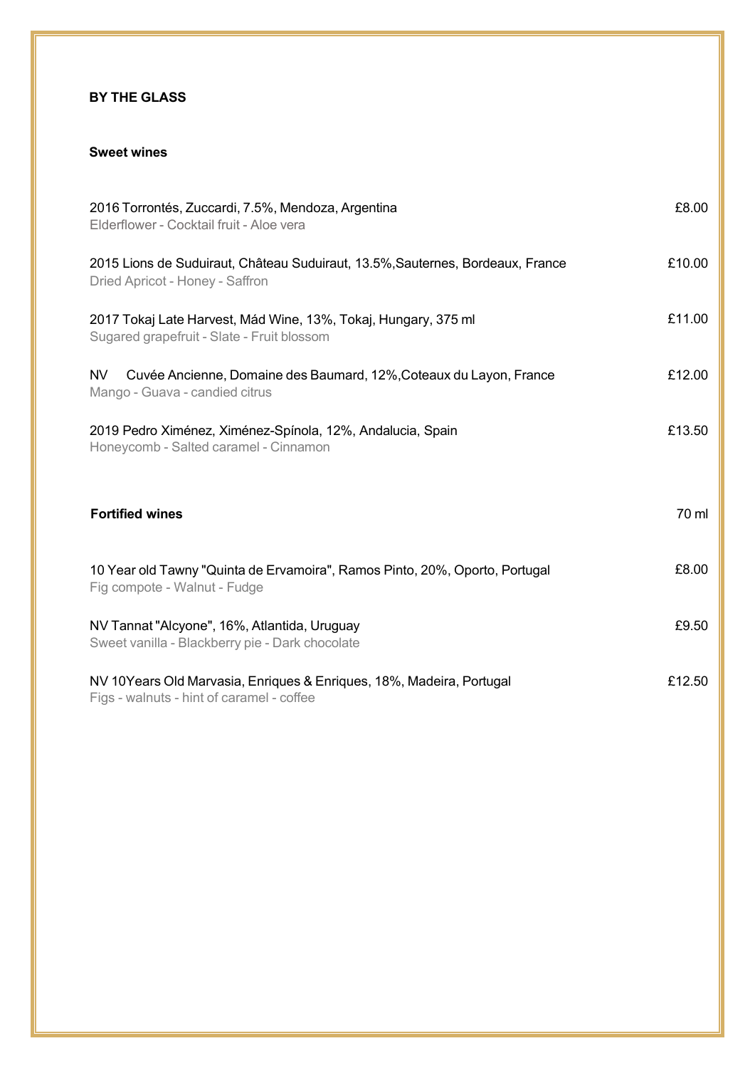## BY THE GLASS

### Sweet wines

2016 Torrontés, Zuccardi, 7.5%, Mendoza, Argentina — £8.00
Elderflower - Cocktail fruit - Aloe vera

2015 Lions de Suduiraut, Château Suduiraut, 13.5%,Sauternes, Bordeaux, France — £10.00
Dried Apricot - Honey - Saffron

2017 Tokaj Late Harvest, Mád Wine, 13%, Tokaj, Hungary, 375 ml — £11.00
Sugared grapefruit - Slate - Fruit blossom

NV Cuvée Ancienne, Domaine des Baumard, 12%,Coteaux du Layon, France — £12.00
Mango - Guava - candied citrus

2019 Pedro Ximénez, Ximénez-Spínola, 12%, Andalucia, Spain — £13.50
Honeycomb - Salted caramel - Cinnamon

### Fortified wines — 70 ml

10 Year old Tawny "Quinta de Ervamoira", Ramos Pinto, 20%, Oporto, Portugal — £8.00
Fig compote - Walnut - Fudge

NV Tannat "Alcyone", 16%, Atlantida, Uruguay — £9.50
Sweet vanilla - Blackberry pie - Dark chocolate

NV 10Years Old Marvasia, Enriques & Enriques, 18%, Madeira, Portugal — £12.50
Figs - walnuts - hint of caramel - coffee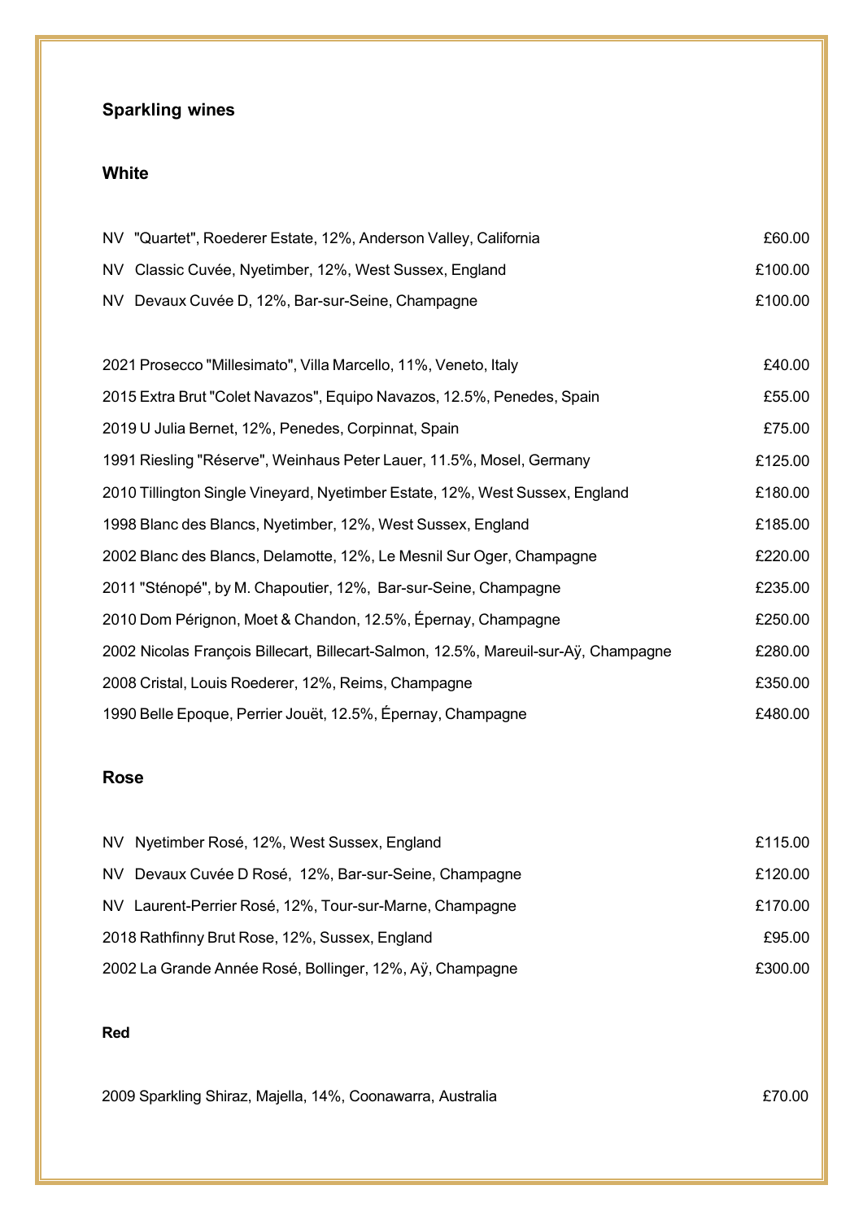## Sparkling wines

### White

| | |
|---|---|
| NV "Quartet", Roederer Estate, 12%, Anderson Valley, California | £60.00 |
| NV Classic Cuvée, Nyetimber, 12%, West Sussex, England | £100.00 |
| NV Devaux Cuvée D, 12%, Bar-sur-Seine, Champagne | £100.00 |
| 2021 Prosecco "Millesimato", Villa Marcello, 11%, Veneto, Italy | £40.00 |
| 2015 Extra Brut "Colet Navazos", Equipo Navazos, 12.5%, Penedes, Spain | £55.00 |
| 2019 U Julia Bernet, 12%, Penedes, Corpinnat, Spain | £75.00 |
| 1991 Riesling "Réserve", Weinhaus Peter Lauer, 11.5%, Mosel, Germany | £125.00 |
| 2010 Tillington Single Vineyard, Nyetimber Estate, 12%, West Sussex, England | £180.00 |
| 1998 Blanc des Blancs, Nyetimber, 12%, West Sussex, England | £185.00 |
| 2002 Blanc des Blancs, Delamotte, 12%, Le Mesnil Sur Oger, Champagne | £220.00 |
| 2011 "Sténopé", by M. Chapoutier, 12%, Bar-sur-Seine, Champagne | £235.00 |
| 2010 Dom Pérignon, Moet & Chandon, 12.5%, Épernay, Champagne | £250.00 |
| 2002 Nicolas François Billecart, Billecart-Salmon, 12.5%, Mareuil-sur-Aÿ, Champagne | £280.00 |
| 2008 Cristal, Louis Roederer, 12%, Reims, Champagne | £350.00 |
| 1990 Belle Epoque, Perrier Jouët, 12.5%, Épernay, Champagne | £480.00 |

### Rose

| | |
|---|---|
| NV Nyetimber Rosé, 12%, West Sussex, England | £115.00 |
| NV Devaux Cuvée D Rosé, 12%, Bar-sur-Seine, Champagne | £120.00 |
| NV Laurent-Perrier Rosé, 12%, Tour-sur-Marne, Champagne | £170.00 |
| 2018 Rathfinny Brut Rose, 12%, Sussex, England | £95.00 |
| 2002 La Grande Année Rosé, Bollinger, 12%, Aÿ, Champagne | £300.00 |

### Red

| | |
|---|---|
| 2009 Sparkling Shiraz, Majella, 14%, Coonawarra, Australia | £70.00 |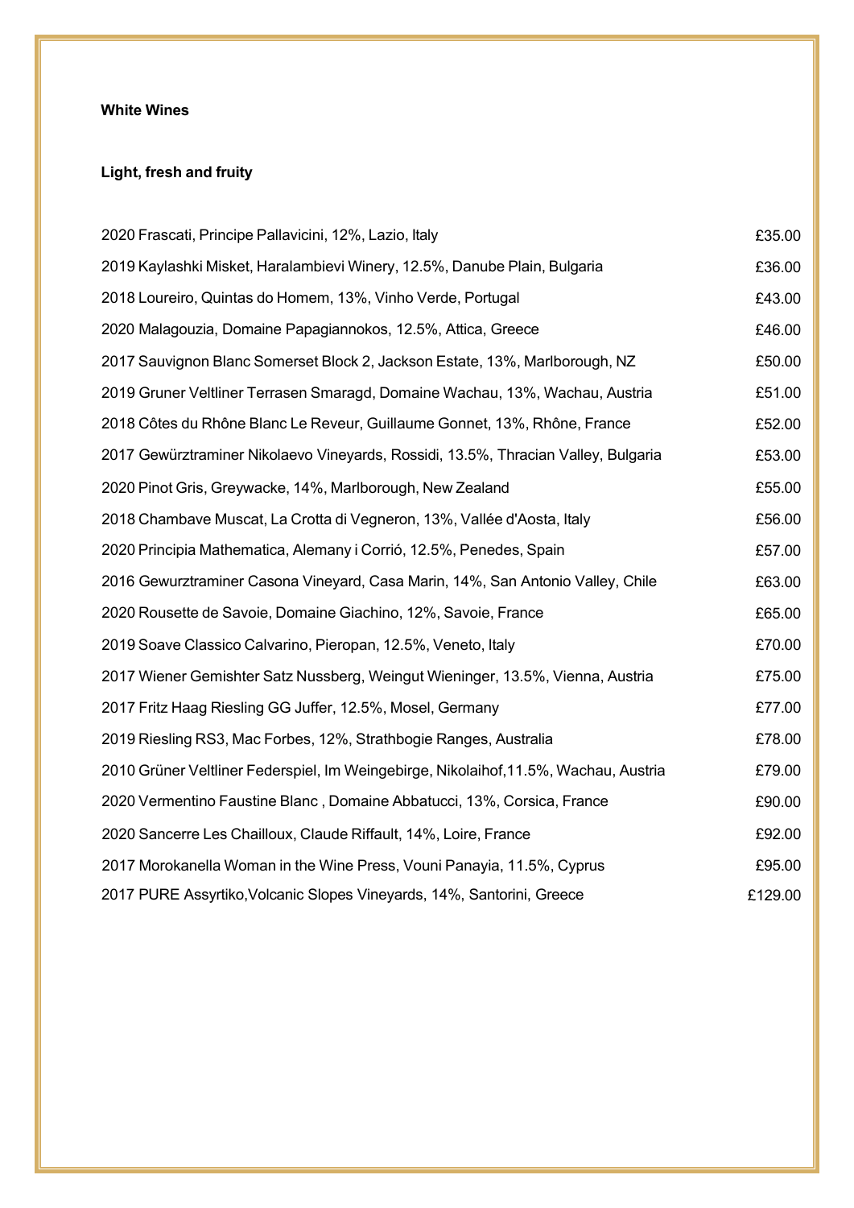**White Wines**

**Light, fresh and fruity**

| | |
|---|---|
| 2020 Frascati, Principe Pallavicini, 12%, Lazio, Italy | £35.00 |
| 2019 Kaylashki Misket, Haralambievi Winery, 12.5%, Danube Plain, Bulgaria | £36.00 |
| 2018 Loureiro, Quintas do Homem, 13%, Vinho Verde, Portugal | £43.00 |
| 2020 Malagouzia, Domaine Papagiannokos, 12.5%, Attica, Greece | £46.00 |
| 2017 Sauvignon Blanc Somerset Block 2, Jackson Estate, 13%, Marlborough, NZ | £50.00 |
| 2019 Gruner Veltliner Terrasen Smaragd, Domaine Wachau, 13%, Wachau, Austria | £51.00 |
| 2018 Côtes du Rhône Blanc Le Reveur, Guillaume Gonnet, 13%, Rhône, France | £52.00 |
| 2017 Gewürztraminer Nikolaevo Vineyards, Rossidi, 13.5%, Thracian Valley, Bulgaria | £53.00 |
| 2020 Pinot Gris, Greywacke, 14%, Marlborough, New Zealand | £55.00 |
| 2018 Chambave Muscat, La Crotta di Vegneron, 13%, Vallée d'Aosta, Italy | £56.00 |
| 2020 Principia Mathematica, Alemany i Corrió, 12.5%, Penedes, Spain | £57.00 |
| 2016 Gewurztraminer Casona Vineyard, Casa Marin, 14%, San Antonio Valley, Chile | £63.00 |
| 2020 Rousette de Savoie, Domaine Giachino, 12%, Savoie, France | £65.00 |
| 2019 Soave Classico Calvarino, Pieropan, 12.5%, Veneto, Italy | £70.00 |
| 2017 Wiener Gemishter Satz Nussberg, Weingut Wieninger, 13.5%, Vienna, Austria | £75.00 |
| 2017 Fritz Haag Riesling GG Juffer, 12.5%, Mosel, Germany | £77.00 |
| 2019 Riesling RS3, Mac Forbes, 12%, Strathbogie Ranges, Australia | £78.00 |
| 2010 Grüner Veltliner Federspiel, Im Weingebirge, Nikolaihof,11.5%, Wachau, Austria | £79.00 |
| 2020 Vermentino Faustine Blanc , Domaine Abbatucci, 13%, Corsica, France | £90.00 |
| 2020 Sancerre Les Chailloux, Claude Riffault, 14%, Loire, France | £92.00 |
| 2017 Morokanella Woman in the Wine Press, Vouni Panayia, 11.5%, Cyprus | £95.00 |
| 2017 PURE Assyrtiko,Volcanic Slopes Vineyards, 14%, Santorini, Greece | £129.00 |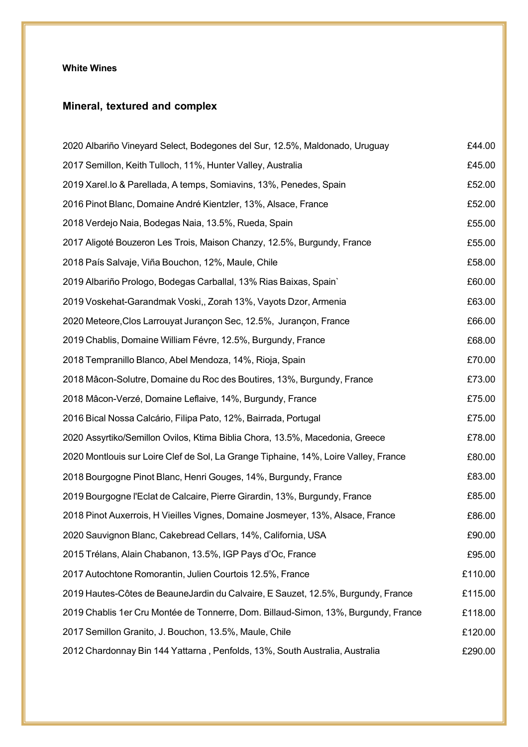**White Wines**

## Mineral, textured and complex

| | |
|---|---|
| 2020 Albariño Vineyard Select, Bodegones del Sur, 12.5%, Maldonado, Uruguay | £44.00 |
| 2017 Semillon, Keith Tulloch, 11%, Hunter Valley, Australia | £45.00 |
| 2019 Xarel.lo & Parellada, A temps, Somiavins, 13%, Penedes, Spain | £52.00 |
| 2016 Pinot Blanc, Domaine André Kientzler, 13%, Alsace, France | £52.00 |
| 2018 Verdejo Naia, Bodegas Naia, 13.5%, Rueda, Spain | £55.00 |
| 2017 Aligoté Bouzeron Les Trois, Maison Chanzy, 12.5%, Burgundy, France | £55.00 |
| 2018 País Salvaje, Viña Bouchon, 12%, Maule, Chile | £58.00 |
| 2019 Albariño Prologo, Bodegas Carballal, 13% Rias Baixas, Spain` | £60.00 |
| 2019 Voskehat-Garandmak Voski,, Zorah 13%, Vayots Dzor, Armenia | £63.00 |
| 2020 Meteore,Clos Larrouyat Jurançon Sec, 12.5%, Jurançon, France | £66.00 |
| 2019 Chablis, Domaine William Févre, 12.5%, Burgundy, France | £68.00 |
| 2018 Tempranillo Blanco, Abel Mendoza, 14%, Rioja, Spain | £70.00 |
| 2018 Mâcon-Solutre, Domaine du Roc des Boutires, 13%, Burgundy, France | £73.00 |
| 2018 Mâcon-Verzé, Domaine Leflaive, 14%, Burgundy, France | £75.00 |
| 2016 Bical Nossa Calcário, Filipa Pato, 12%, Bairrada, Portugal | £75.00 |
| 2020 Assyrtiko/Semillon Ovilos, Ktima Biblia Chora, 13.5%, Macedonia, Greece | £78.00 |
| 2020 Montlouis sur Loire Clef de Sol, La Grange Tiphaine, 14%, Loire Valley, France | £80.00 |
| 2018 Bourgogne Pinot Blanc, Henri Gouges, 14%, Burgundy, France | £83.00 |
| 2019 Bourgogne l'Eclat de Calcaire, Pierre Girardin, 13%, Burgundy, France | £85.00 |
| 2018 Pinot Auxerrois, H Vieilles Vignes, Domaine Josmeyer, 13%, Alsace, France | £86.00 |
| 2020 Sauvignon Blanc, Cakebread Cellars, 14%, California, USA | £90.00 |
| 2015 Trélans, Alain Chabanon, 13.5%, IGP Pays d'Oc, France | £95.00 |
| 2017 Autochtone Romorantin, Julien Courtois 12.5%, France | £110.00 |
| 2019 Hautes-Côtes de BeauneJardin du Calvaire, E Sauzet, 12.5%, Burgundy, France | £115.00 |
| 2019 Chablis 1er Cru Montée de Tonnerre, Dom. Billaud-Simon, 13%, Burgundy, France | £118.00 |
| 2017 Semillon Granito, J. Bouchon, 13.5%, Maule, Chile | £120.00 |
| 2012 Chardonnay Bin 144 Yattarna , Penfolds, 13%, South Australia, Australia | £290.00 |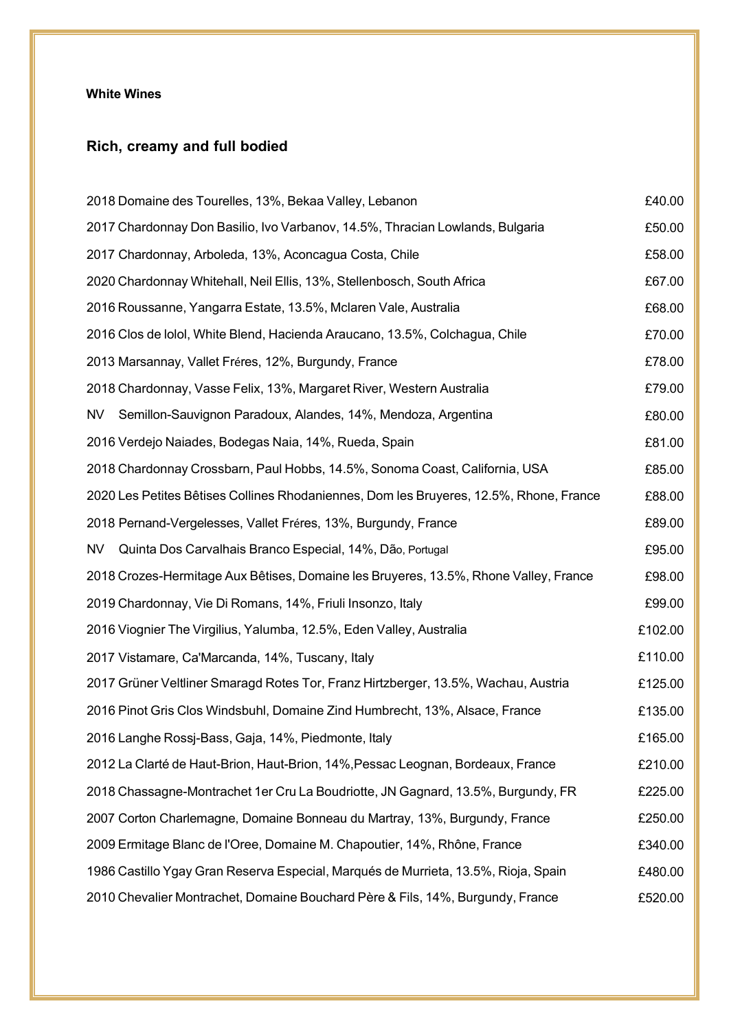**White Wines**

## Rich, creamy and full bodied

| Wine | Price |
|---|---|
| 2018 Domaine des Tourelles, 13%, Bekaa Valley, Lebanon | £40.00 |
| 2017 Chardonnay Don Basilio, Ivo Varbanov, 14.5%, Thracian Lowlands, Bulgaria | £50.00 |
| 2017 Chardonnay, Arboleda, 13%, Aconcagua Costa, Chile | £58.00 |
| 2020 Chardonnay Whitehall, Neil Ellis, 13%, Stellenbosch, South Africa | £67.00 |
| 2016 Roussanne, Yangarra Estate, 13.5%, Mclaren Vale, Australia | £68.00 |
| 2016 Clos de lolol, White Blend, Hacienda Araucano, 13.5%, Colchagua, Chile | £70.00 |
| 2013 Marsannay, Vallet Fréres, 12%, Burgundy, France | £78.00 |
| 2018 Chardonnay, Vasse Felix, 13%, Margaret River, Western Australia | £79.00 |
| NV Semillon-Sauvignon Paradoux, Alandes, 14%, Mendoza, Argentina | £80.00 |
| 2016 Verdejo Naiades, Bodegas Naia, 14%, Rueda, Spain | £81.00 |
| 2018 Chardonnay Crossbarn, Paul Hobbs, 14.5%, Sonoma Coast, California, USA | £85.00 |
| 2020 Les Petites Bêtises Collines Rhodaniennes, Dom les Bruyeres, 12.5%, Rhone, France | £88.00 |
| 2018 Pernand-Vergelesses, Vallet Fréres, 13%, Burgundy, France | £89.00 |
| NV Quinta Dos Carvalhais Branco Especial, 14%, Dão, Portugal | £95.00 |
| 2018 Crozes-Hermitage Aux Bêtises, Domaine les Bruyeres, 13.5%, Rhone Valley, France | £98.00 |
| 2019 Chardonnay, Vie Di Romans, 14%, Friuli Insonzo, Italy | £99.00 |
| 2016 Viognier The Virgilius, Yalumba, 12.5%, Eden Valley, Australia | £102.00 |
| 2017 Vistamare, Ca'Marcanda, 14%, Tuscany, Italy | £110.00 |
| 2017 Grüner Veltliner Smaragd Rotes Tor, Franz Hirtzberger, 13.5%, Wachau, Austria | £125.00 |
| 2016 Pinot Gris Clos Windsbuhl, Domaine Zind Humbrecht, 13%, Alsace, France | £135.00 |
| 2016 Langhe Rossj-Bass, Gaja, 14%, Piedmonte, Italy | £165.00 |
| 2012 La Clarté de Haut-Brion, Haut-Brion, 14%,Pessac Leognan, Bordeaux, France | £210.00 |
| 2018 Chassagne-Montrachet 1er Cru La Boudriotte, JN Gagnard, 13.5%, Burgundy, FR | £225.00 |
| 2007 Corton Charlemagne, Domaine Bonneau du Martray, 13%, Burgundy, France | £250.00 |
| 2009 Ermitage Blanc de l'Oree, Domaine M. Chapoutier, 14%, Rhône, France | £340.00 |
| 1986 Castillo Ygay Gran Reserva Especial, Marqués de Murrieta, 13.5%, Rioja, Spain | £480.00 |
| 2010 Chevalier Montrachet, Domaine Bouchard Père & Fils, 14%, Burgundy, France | £520.00 |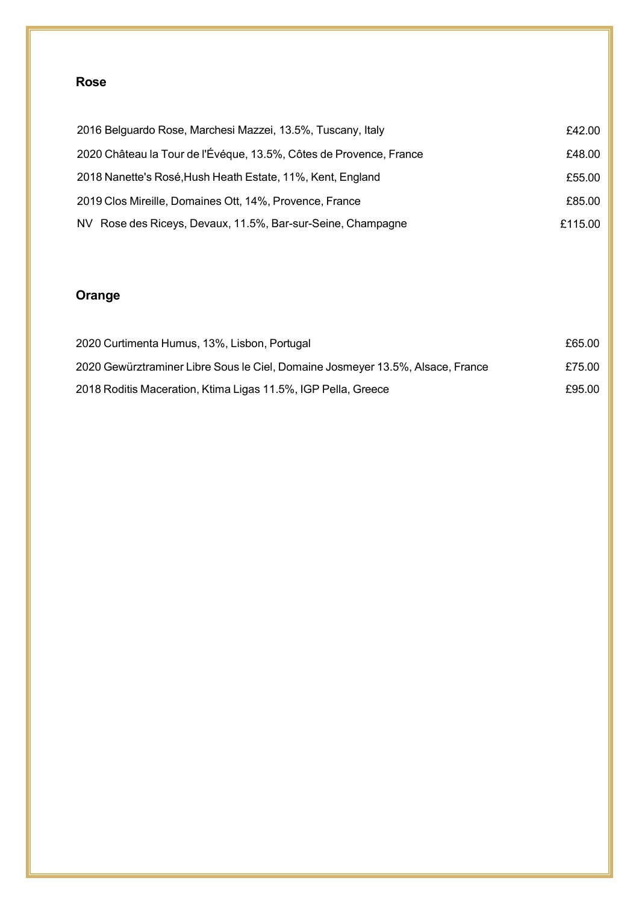## Rose

| | |
|---|---|
| 2016 Belguardo Rose, Marchesi Mazzei, 13.5%, Tuscany, Italy | £42.00 |
| 2020 Château la Tour de l'Évéque, 13.5%, Côtes de Provence, France | £48.00 |
| 2018 Nanette's Rosé,Hush Heath Estate, 11%, Kent, England | £55.00 |
| 2019 Clos Mireille, Domaines Ott, 14%, Provence, France | £85.00 |
| NV Rose des Riceys, Devaux, 11.5%, Bar-sur-Seine, Champagne | £115.00 |

## Orange

| | |
|---|---|
| 2020 Curtimenta Humus, 13%, Lisbon, Portugal | £65.00 |
| 2020 Gewürztraminer Libre Sous le Ciel, Domaine Josmeyer 13.5%, Alsace, France | £75.00 |
| 2018 Roditis Maceration, Ktima Ligas 11.5%, IGP Pella, Greece | £95.00 |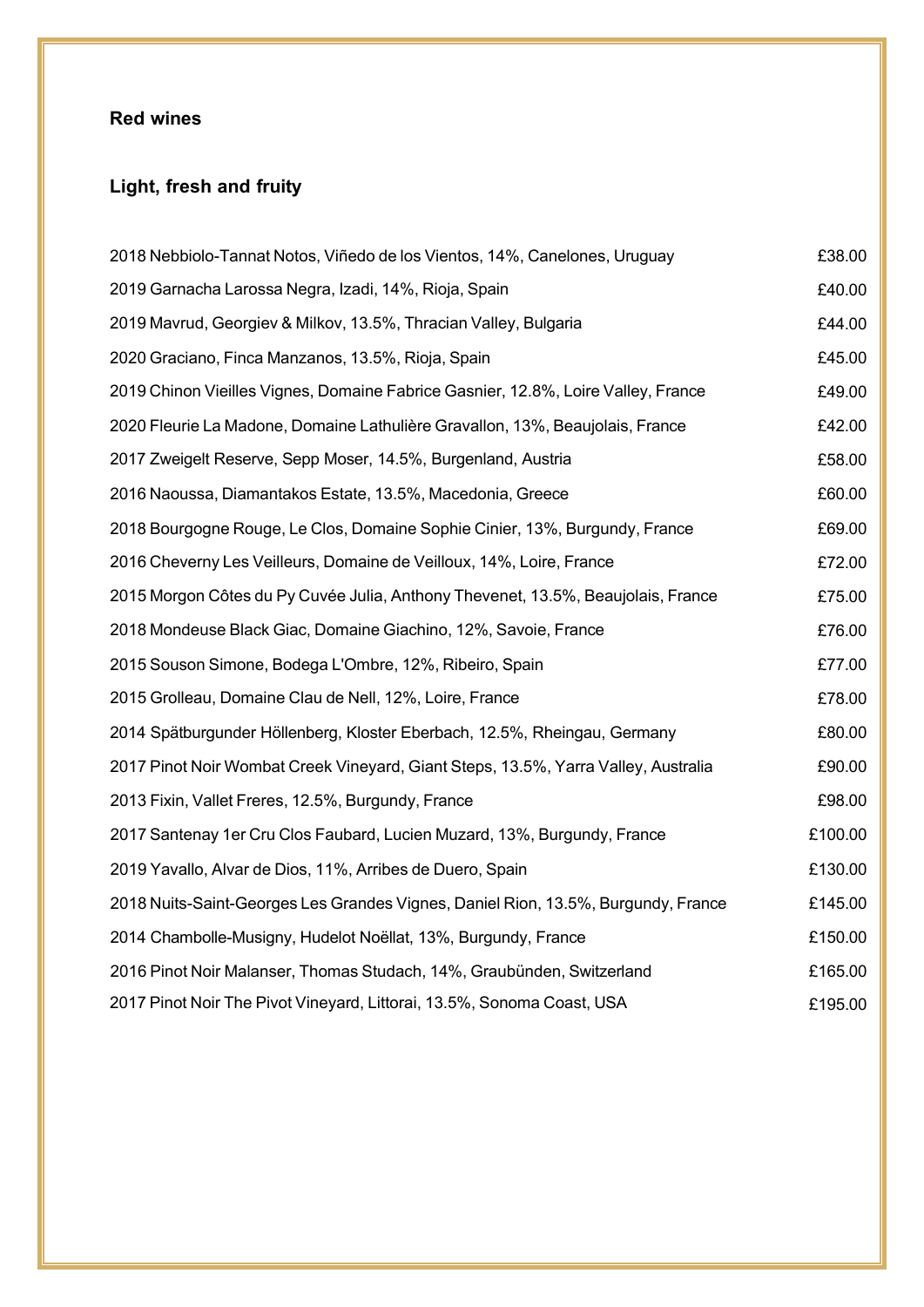## Red wines

### Light, fresh and fruity

| | |
|---|---|
| 2018 Nebbiolo-Tannat Notos, Viñedo de los Vientos, 14%, Canelones, Uruguay | £38.00 |
| 2019 Garnacha Larossa Negra, Izadi, 14%, Rioja, Spain | £40.00 |
| 2019 Mavrud, Georgiev & Milkov, 13.5%, Thracian Valley, Bulgaria | £44.00 |
| 2020 Graciano, Finca Manzanos, 13.5%, Rioja, Spain | £45.00 |
| 2019 Chinon Vieilles Vignes, Domaine Fabrice Gasnier, 12.8%, Loire Valley, France | £49.00 |
| 2020 Fleurie La Madone, Domaine Lathulière Gravallon, 13%, Beaujolais, France | £42.00 |
| 2017 Zweigelt Reserve, Sepp Moser, 14.5%, Burgenland, Austria | £58.00 |
| 2016 Naoussa, Diamantakos Estate, 13.5%, Macedonia, Greece | £60.00 |
| 2018 Bourgogne Rouge, Le Clos, Domaine Sophie Cinier, 13%, Burgundy, France | £69.00 |
| 2016 Cheverny Les Veilleurs, Domaine de Veilloux, 14%, Loire, France | £72.00 |
| 2015 Morgon Côtes du Py Cuvée Julia, Anthony Thevenet, 13.5%, Beaujolais, France | £75.00 |
| 2018 Mondeuse Black Giac, Domaine Giachino, 12%, Savoie, France | £76.00 |
| 2015 Souson Simone, Bodega L'Ombre, 12%, Ribeiro, Spain | £77.00 |
| 2015 Grolleau, Domaine Clau de Nell, 12%, Loire, France | £78.00 |
| 2014 Spätburgunder Höllenberg, Kloster Eberbach, 12.5%, Rheingau, Germany | £80.00 |
| 2017 Pinot Noir Wombat Creek Vineyard, Giant Steps, 13.5%, Yarra Valley, Australia | £90.00 |
| 2013 Fixin, Vallet Freres, 12.5%, Burgundy, France | £98.00 |
| 2017 Santenay 1er Cru Clos Faubard, Lucien Muzard, 13%, Burgundy, France | £100.00 |
| 2019 Yavallo, Alvar de Dios, 11%, Arribes de Duero, Spain | £130.00 |
| 2018 Nuits-Saint-Georges Les Grandes Vignes, Daniel Rion, 13.5%, Burgundy, France | £145.00 |
| 2014 Chambolle-Musigny, Hudelot Noëllat, 13%, Burgundy, France | £150.00 |
| 2016 Pinot Noir Malanser, Thomas Studach, 14%, Graubünden, Switzerland | £165.00 |
| 2017 Pinot Noir The Pivot Vineyard, Littorai, 13.5%, Sonoma Coast, USA | £195.00 |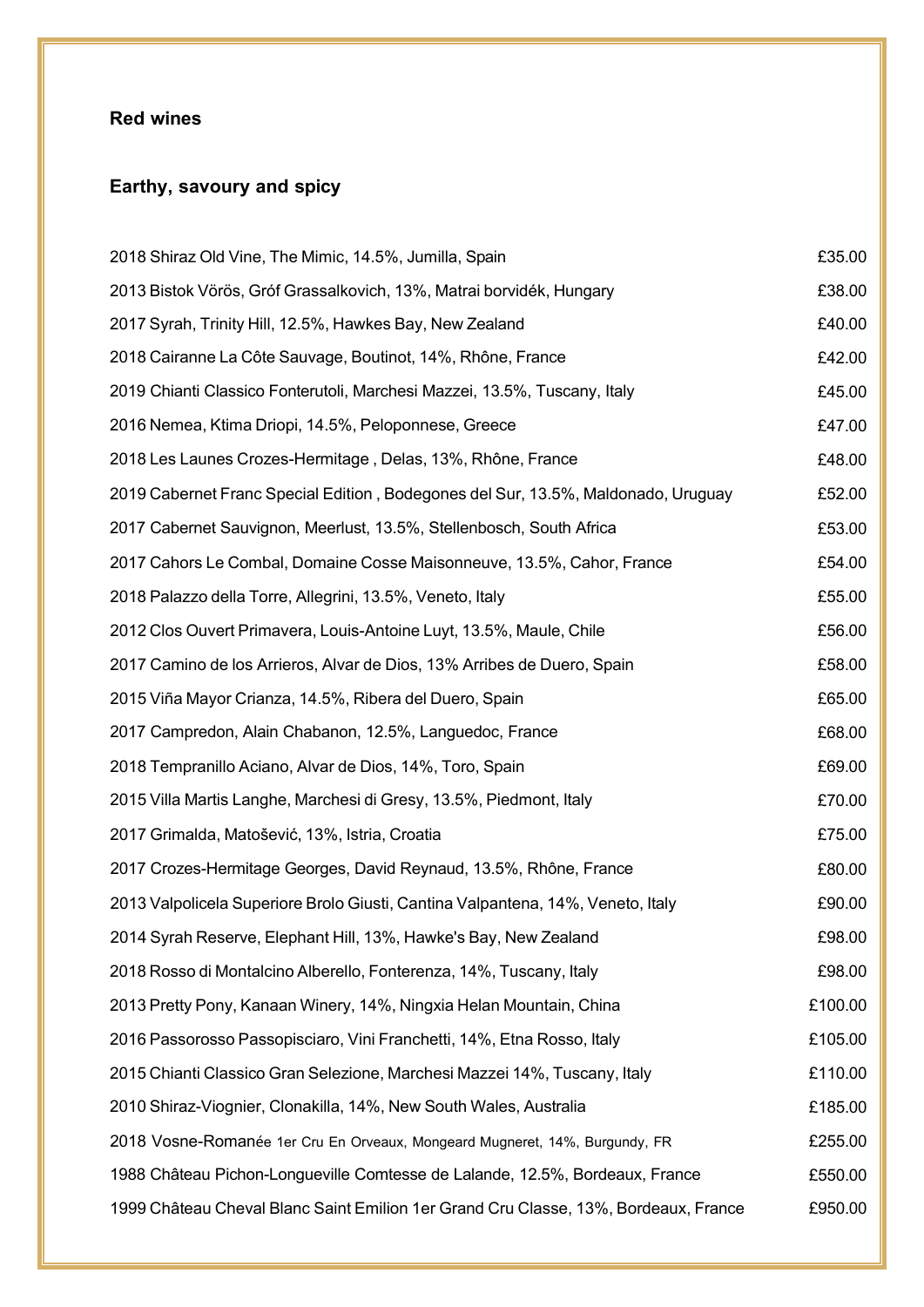## Red wines

### Earthy, savoury and spicy

| | |
|---|---|
| 2018 Shiraz Old Vine, The Mimic, 14.5%, Jumilla, Spain | £35.00 |
| 2013 Bistok Vörös, Gróf Grassalkovich, 13%, Matrai borvidék, Hungary | £38.00 |
| 2017 Syrah, Trinity Hill, 12.5%, Hawkes Bay, New Zealand | £40.00 |
| 2018 Cairanne La Côte Sauvage, Boutinot, 14%, Rhône, France | £42.00 |
| 2019 Chianti Classico Fonterutoli, Marchesi Mazzei, 13.5%, Tuscany, Italy | £45.00 |
| 2016 Nemea, Ktima Driopi, 14.5%, Peloponnese, Greece | £47.00 |
| 2018 Les Launes Crozes-Hermitage , Delas, 13%, Rhône, France | £48.00 |
| 2019 Cabernet Franc Special Edition , Bodegones del Sur, 13.5%, Maldonado, Uruguay | £52.00 |
| 2017 Cabernet Sauvignon, Meerlust, 13.5%, Stellenbosch, South Africa | £53.00 |
| 2017 Cahors Le Combal, Domaine Cosse Maisonneuve, 13.5%, Cahor, France | £54.00 |
| 2018 Palazzo della Torre, Allegrini, 13.5%, Veneto, Italy | £55.00 |
| 2012 Clos Ouvert Primavera, Louis-Antoine Luyt, 13.5%, Maule, Chile | £56.00 |
| 2017 Camino de los Arrieros, Alvar de Dios, 13% Arribes de Duero, Spain | £58.00 |
| 2015 Viña Mayor Crianza, 14.5%, Ribera del Duero, Spain | £65.00 |
| 2017 Campredon, Alain Chabanon, 12.5%, Languedoc, France | £68.00 |
| 2018 Tempranillo Aciano, Alvar de Dios, 14%, Toro, Spain | £69.00 |
| 2015 Villa Martis Langhe, Marchesi di Gresy, 13.5%, Piedmont, Italy | £70.00 |
| 2017 Grimalda, Matošević, 13%, Istria, Croatia | £75.00 |
| 2017 Crozes-Hermitage Georges, David Reynaud, 13.5%, Rhône, France | £80.00 |
| 2013 Valpolicela Superiore Brolo Giusti, Cantina Valpantena, 14%, Veneto, Italy | £90.00 |
| 2014 Syrah Reserve, Elephant Hill, 13%, Hawke's Bay, New Zealand | £98.00 |
| 2018 Rosso di Montalcino Alberello, Fonterenza, 14%, Tuscany, Italy | £98.00 |
| 2013 Pretty Pony, Kanaan Winery, 14%, Ningxia Helan Mountain, China | £100.00 |
| 2016 Passorosso Passopisciaro, Vini Franchetti, 14%, Etna Rosso, Italy | £105.00 |
| 2015 Chianti Classico Gran Selezione, Marchesi Mazzei 14%, Tuscany, Italy | £110.00 |
| 2010 Shiraz-Viognier, Clonakilla, 14%, New South Wales, Australia | £185.00 |
| 2018 Vosne-Romanée 1er Cru En Orveaux, Mongeard Mugneret, 14%, Burgundy, FR | £255.00 |
| 1988 Château Pichon-Longueville Comtesse de Lalande, 12.5%, Bordeaux, France | £550.00 |
| 1999 Château Cheval Blanc Saint Emilion 1er Grand Cru Classe, 13%, Bordeaux, France | £950.00 |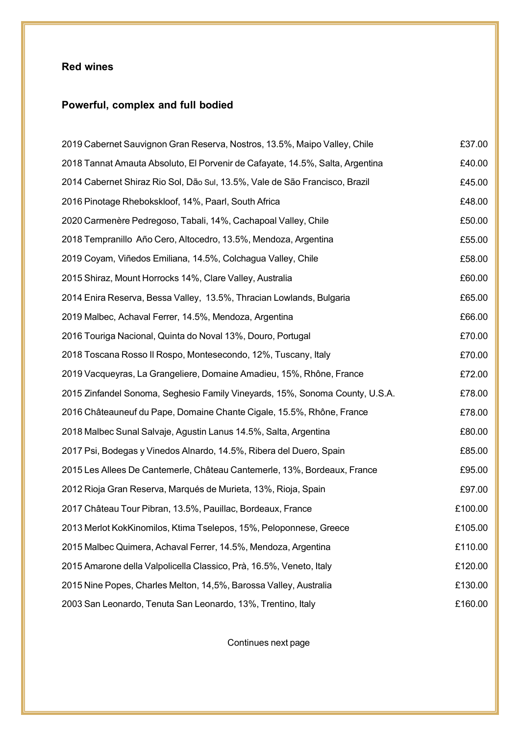## Red wines

### Powerful, complex and full bodied

| Wine | Price |
|---|---|
| 2019 Cabernet Sauvignon Gran Reserva, Nostros, 13.5%, Maipo Valley, Chile | £37.00 |
| 2018 Tannat Amauta Absoluto, El Porvenir de Cafayate, 14.5%, Salta, Argentina | £40.00 |
| 2014 Cabernet Shiraz Rio Sol, Dão Sul, 13.5%, Vale de São Francisco, Brazil | £45.00 |
| 2016 Pinotage Rhebokskloof, 14%, Paarl, South Africa | £48.00 |
| 2020 Carmenère Pedregoso, Tabali, 14%, Cachapoal Valley, Chile | £50.00 |
| 2018 Tempranillo Año Cero, Altocedro, 13.5%, Mendoza, Argentina | £55.00 |
| 2019 Coyam, Viñedos Emiliana, 14.5%, Colchagua Valley, Chile | £58.00 |
| 2015 Shiraz, Mount Horrocks 14%, Clare Valley, Australia | £60.00 |
| 2014 Enira Reserva, Bessa Valley, 13.5%, Thracian Lowlands, Bulgaria | £65.00 |
| 2019 Malbec, Achaval Ferrer, 14.5%, Mendoza, Argentina | £66.00 |
| 2016 Touriga Nacional, Quinta do Noval 13%, Douro, Portugal | £70.00 |
| 2018 Toscana Rosso Il Rospo, Montesecondo, 12%, Tuscany, Italy | £70.00 |
| 2019 Vacqueyras, La Grangeliere, Domaine Amadieu, 15%, Rhône, France | £72.00 |
| 2015 Zinfandel Sonoma, Seghesio Family Vineyards, 15%, Sonoma County, U.S.A. | £78.00 |
| 2016 Châteauneuf du Pape, Domaine Chante Cigale, 15.5%, Rhône, France | £78.00 |
| 2018 Malbec Sunal Salvaje, Agustin Lanus 14.5%, Salta, Argentina | £80.00 |
| 2017 Psi, Bodegas y Vinedos Alnardo, 14.5%, Ribera del Duero, Spain | £85.00 |
| 2015 Les Allees De Cantemerle, Château Cantemerle, 13%, Bordeaux, France | £95.00 |
| 2012 Rioja Gran Reserva, Marqués de Murieta, 13%, Rioja, Spain | £97.00 |
| 2017 Château Tour Pibran, 13.5%, Pauillac, Bordeaux, France | £100.00 |
| 2013 Merlot KokKinomilos, Ktima Tselepos, 15%, Peloponnese, Greece | £105.00 |
| 2015 Malbec Quimera, Achaval Ferrer, 14.5%, Mendoza, Argentina | £110.00 |
| 2015 Amarone della Valpolicella Classico, Prà, 16.5%, Veneto, Italy | £120.00 |
| 2015 Nine Popes, Charles Melton, 14,5%, Barossa Valley, Australia | £130.00 |
| 2003 San Leonardo, Tenuta San Leonardo, 13%, Trentino, Italy | £160.00 |

Continues next page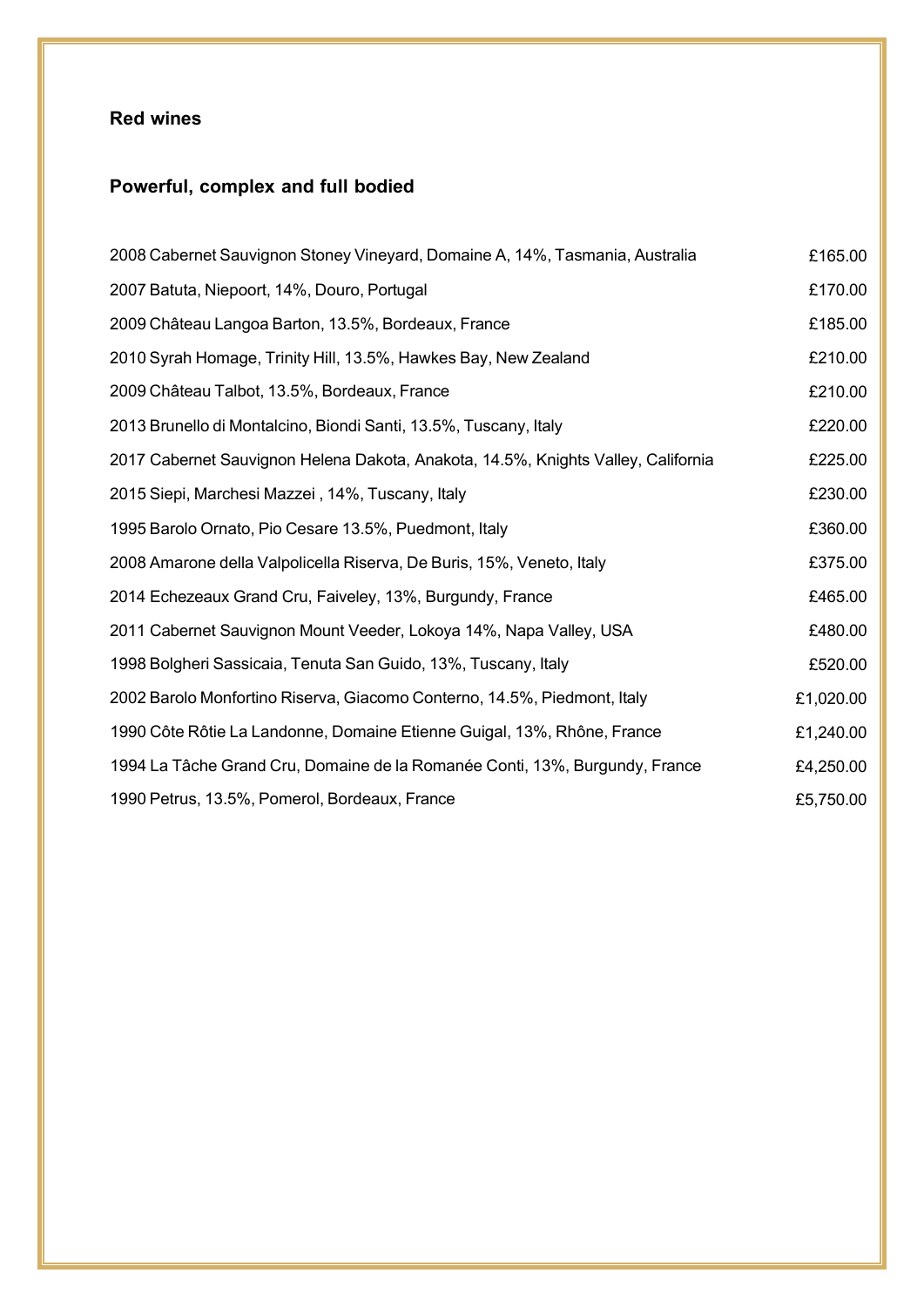## Red wines

### Powerful, complex and full bodied

| | |
|---|---|
| 2008 Cabernet Sauvignon Stoney Vineyard, Domaine A, 14%, Tasmania, Australia | £165.00 |
| 2007 Batuta, Niepoort, 14%, Douro, Portugal | £170.00 |
| 2009 Château Langoa Barton, 13.5%, Bordeaux, France | £185.00 |
| 2010 Syrah Homage, Trinity Hill, 13.5%, Hawkes Bay, New Zealand | £210.00 |
| 2009 Château Talbot, 13.5%, Bordeaux, France | £210.00 |
| 2013 Brunello di Montalcino, Biondi Santi, 13.5%, Tuscany, Italy | £220.00 |
| 2017 Cabernet Sauvignon Helena Dakota, Anakota, 14.5%, Knights Valley, California | £225.00 |
| 2015 Siepi, Marchesi Mazzei , 14%, Tuscany, Italy | £230.00 |
| 1995 Barolo Ornato, Pio Cesare 13.5%, Puedmont, Italy | £360.00 |
| 2008 Amarone della Valpolicella Riserva, De Buris, 15%, Veneto, Italy | £375.00 |
| 2014 Echezeaux Grand Cru, Faiveley, 13%, Burgundy, France | £465.00 |
| 2011 Cabernet Sauvignon Mount Veeder, Lokoya 14%, Napa Valley, USA | £480.00 |
| 1998 Bolgheri Sassicaia, Tenuta San Guido, 13%, Tuscany, Italy | £520.00 |
| 2002 Barolo Monfortino Riserva, Giacomo Conterno, 14.5%, Piedmont, Italy | £1,020.00 |
| 1990 Côte Rôtie La Landonne, Domaine Etienne Guigal, 13%, Rhône, France | £1,240.00 |
| 1994 La Tâche Grand Cru, Domaine de la Romanée Conti, 13%, Burgundy, France | £4,250.00 |
| 1990 Petrus, 13.5%, Pomerol, Bordeaux, France | £5,750.00 |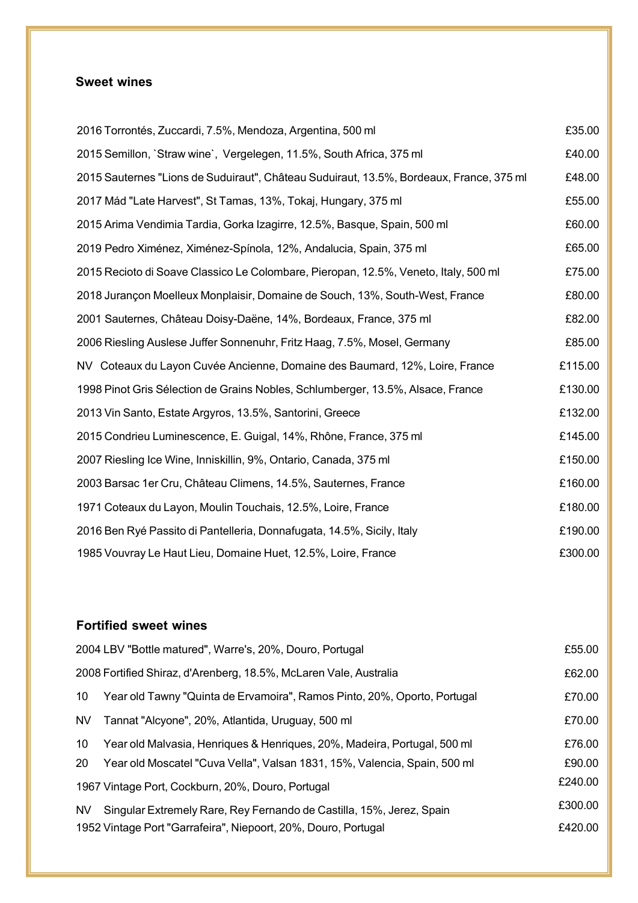## Sweet wines

| | |
|---|---|
| 2016 Torrontés, Zuccardi, 7.5%, Mendoza, Argentina, 500 ml | £35.00 |
| 2015 Semillon, `Straw wine`, Vergelegen, 11.5%, South Africa, 375 ml | £40.00 |
| 2015 Sauternes "Lions de Suduiraut", Château Suduiraut, 13.5%, Bordeaux, France, 375 ml | £48.00 |
| 2017 Mád "Late Harvest", St Tamas, 13%, Tokaj, Hungary, 375 ml | £55.00 |
| 2015 Arima Vendimia Tardia, Gorka Izagirre, 12.5%, Basque, Spain, 500 ml | £60.00 |
| 2019 Pedro Ximénez, Ximénez-Spínola, 12%, Andalucia, Spain, 375 ml | £65.00 |
| 2015 Recioto di Soave Classico Le Colombare, Pieropan, 12.5%, Veneto, Italy, 500 ml | £75.00 |
| 2018 Jurançon Moelleux Monplaisir, Domaine de Souch, 13%, South-West, France | £80.00 |
| 2001 Sauternes, Château Doisy-Daëne, 14%, Bordeaux, France, 375 ml | £82.00 |
| 2006 Riesling Auslese Juffer Sonnenuhr, Fritz Haag, 7.5%, Mosel, Germany | £85.00 |
| NV Coteaux du Layon Cuvée Ancienne, Domaine des Baumard, 12%, Loire, France | £115.00 |
| 1998 Pinot Gris Sélection de Grains Nobles, Schlumberger, 13.5%, Alsace, France | £130.00 |
| 2013 Vin Santo, Estate Argyros, 13.5%, Santorini, Greece | £132.00 |
| 2015 Condrieu Luminescence, E. Guigal, 14%, Rhône, France, 375 ml | £145.00 |
| 2007 Riesling Ice Wine, Inniskillin, 9%, Ontario, Canada, 375 ml | £150.00 |
| 2003 Barsac 1er Cru, Château Climens, 14.5%, Sauternes, France | £160.00 |
| 1971 Coteaux du Layon, Moulin Touchais, 12.5%, Loire, France | £180.00 |
| 2016 Ben Ryé Passito di Pantelleria, Donnafugata, 14.5%, Sicily, Italy | £190.00 |
| 1985 Vouvray Le Haut Lieu, Domaine Huet, 12.5%, Loire, France | £300.00 |

## Fortified sweet wines

| | |
|---|---|
| 2004 LBV "Bottle matured", Warre's, 20%, Douro, Portugal | £55.00 |
| 2008 Fortified Shiraz, d'Arenberg, 18.5%, McLaren Vale, Australia | £62.00 |
| 10 Year old Tawny "Quinta de Ervamoira", Ramos Pinto, 20%, Oporto, Portugal | £70.00 |
| NV Tannat "Alcyone", 20%, Atlantida, Uruguay, 500 ml | £70.00 |
| 10 Year old Malvasia, Henriques & Henriques, 20%, Madeira, Portugal, 500 ml | £76.00 |
| 20 Year old Moscatel "Cuva Vella", Valsan 1831, 15%, Valencia, Spain, 500 ml | £90.00 |
| 1967 Vintage Port, Cockburn, 20%, Douro, Portugal | £240.00 |
| NV Singular Extremely Rare, Rey Fernando de Castilla, 15%, Jerez, Spain | £300.00 |
| 1952 Vintage Port "Garrafeira", Niepoort, 20%, Douro, Portugal | £420.00 |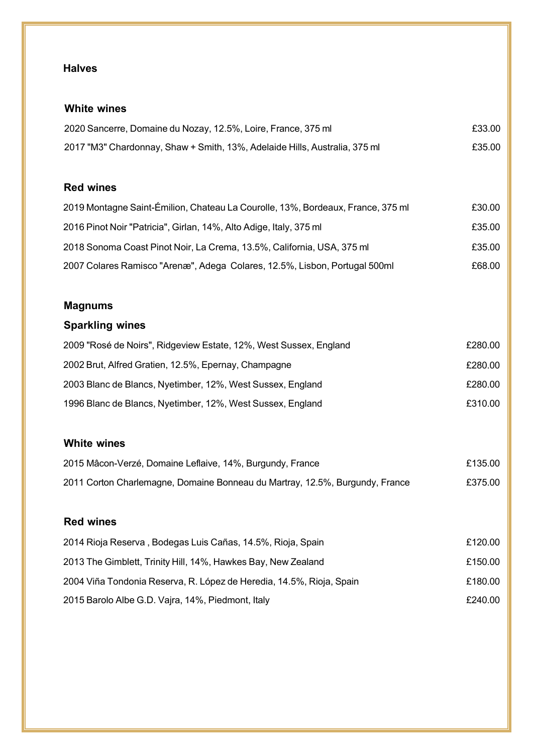## Halves

### White wines

| | |
|---|---|
| 2020 Sancerre, Domaine du Nozay, 12.5%, Loire, France, 375 ml | £33.00 |
| 2017 "M3" Chardonnay, Shaw + Smith, 13%, Adelaide Hills, Australia, 375 ml | £35.00 |

### Red wines

| | |
|---|---|
| 2019 Montagne Saint-Émilion, Chateau La Courolle, 13%, Bordeaux, France, 375 ml | £30.00 |
| 2016 Pinot Noir "Patricia", Girlan, 14%, Alto Adige, Italy, 375 ml | £35.00 |
| 2018 Sonoma Coast Pinot Noir, La Crema, 13.5%, California, USA, 375 ml | £35.00 |
| 2007 Colares Ramisco "Arenæ", Adega Colares, 12.5%, Lisbon, Portugal 500ml | £68.00 |

## Magnums

### Sparkling wines

| | |
|---|---|
| 2009 "Rosé de Noirs", Ridgeview Estate, 12%, West Sussex, England | £280.00 |
| 2002 Brut, Alfred Gratien, 12.5%, Epernay, Champagne | £280.00 |
| 2003 Blanc de Blancs, Nyetimber, 12%, West Sussex, England | £280.00 |
| 1996 Blanc de Blancs, Nyetimber, 12%, West Sussex, England | £310.00 |

### White wines

| | |
|---|---|
| 2015 Mâcon-Verzé, Domaine Leflaive, 14%, Burgundy, France | £135.00 |
| 2011 Corton Charlemagne, Domaine Bonneau du Martray, 12.5%, Burgundy, France | £375.00 |

### Red wines

| | |
|---|---|
| 2014 Rioja Reserva , Bodegas Luis Cañas, 14.5%, Rioja, Spain | £120.00 |
| 2013 The Gimblett, Trinity Hill, 14%, Hawkes Bay, New Zealand | £150.00 |
| 2004 Viña Tondonia Reserva, R. López de Heredia, 14.5%, Rioja, Spain | £180.00 |
| 2015 Barolo Albe G.D. Vajra, 14%, Piedmont, Italy | £240.00 |